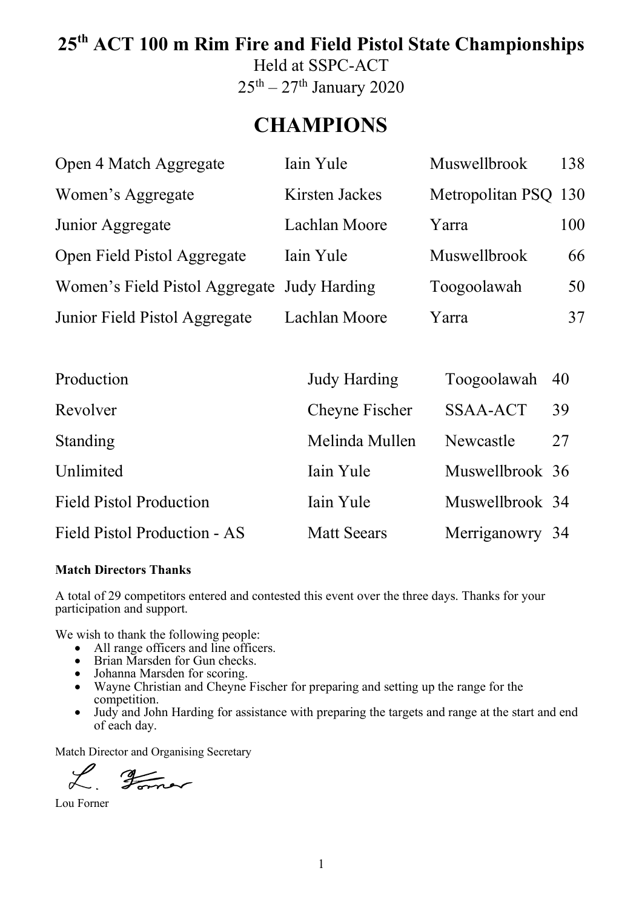# 25th ACT 100 m Rim Fire and Field Pistol State Championships

Held at SSPC-ACT

25th – 27th January 2020

## CHAMPIONS

| | | | |
|---|---|---|---|
| Open 4 Match Aggregate | Iain Yule | Muswellbrook | 138 |
| Women's Aggregate | Kirsten Jackes | Metropolitan PSQ | 130 |
| Junior Aggregate | Lachlan Moore | Yarra | 100 |
| Open Field Pistol Aggregate | Iain Yule | Muswellbrook | 66 |
| Women's Field Pistol Aggregate | Judy Harding | Toogoolawah | 50 |
| Junior Field Pistol Aggregate | Lachlan Moore | Yarra | 37 |

| | | | |
|---|---|---|---|
| Production | Judy Harding | Toogoolawah | 40 |
| Revolver | Cheyne Fischer | SSAA-ACT | 39 |
| Standing | Melinda Mullen | Newcastle | 27 |
| Unlimited | Iain Yule | Muswellbrook | 36 |
| Field Pistol Production | Iain Yule | Muswellbrook | 34 |
| Field Pistol Production - AS | Matt Seears | Merriganowry | 34 |

**Match Directors Thanks**

A total of 29 competitors entered and contested this event over the three days. Thanks for your participation and support.

We wish to thank the following people:

- All range officers and line officers.
- Brian Marsden for Gun checks.
- Johanna Marsden for scoring.
- Wayne Christian and Cheyne Fischer for preparing and setting up the range for the competition.
- Judy and John Harding for assistance with preparing the targets and range at the start and end of each day.

Match Director and Organising Secretary

L. Forner

Lou Forner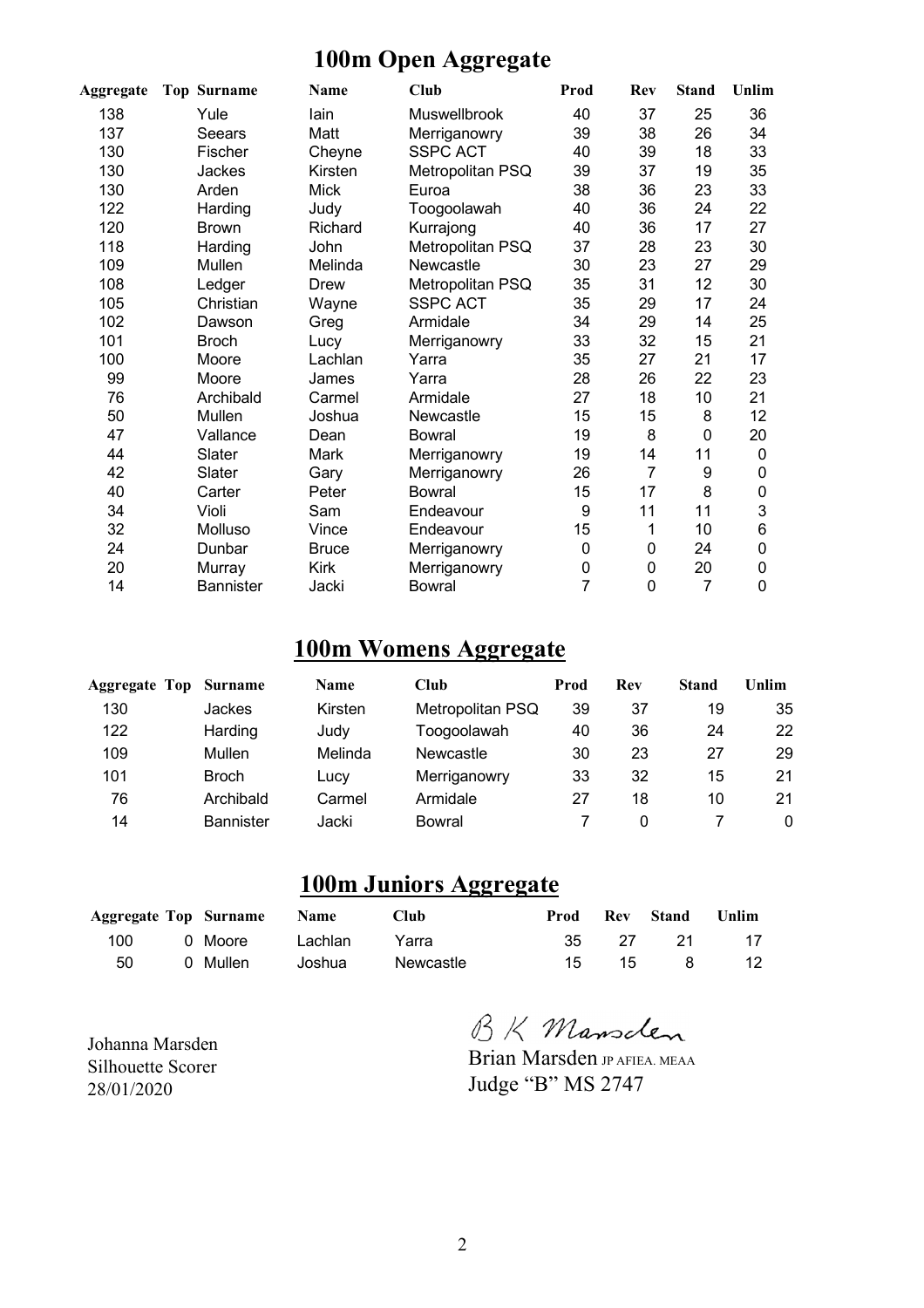# 100m Open Aggregate

| Aggregate | Top | Surname | Name | Club | Prod | Rev | Stand | Unlim |
|---|---|---|---|---|---|---|---|---|
| 138 | | Yule | Iain | Muswellbrook | 40 | 37 | 25 | 36 |
| 137 | | Seears | Matt | Merriganowry | 39 | 38 | 26 | 34 |
| 130 | | Fischer | Cheyne | SSPC ACT | 40 | 39 | 18 | 33 |
| 130 | | Jackes | Kirsten | Metropolitan PSQ | 39 | 37 | 19 | 35 |
| 130 | | Arden | Mick | Euroa | 38 | 36 | 23 | 33 |
| 122 | | Harding | Judy | Toogoolawah | 40 | 36 | 24 | 22 |
| 120 | | Brown | Richard | Kurrajong | 40 | 36 | 17 | 27 |
| 118 | | Harding | John | Metropolitan PSQ | 37 | 28 | 23 | 30 |
| 109 | | Mullen | Melinda | Newcastle | 30 | 23 | 27 | 29 |
| 108 | | Ledger | Drew | Metropolitan PSQ | 35 | 31 | 12 | 30 |
| 105 | | Christian | Wayne | SSPC ACT | 35 | 29 | 17 | 24 |
| 102 | | Dawson | Greg | Armidale | 34 | 29 | 14 | 25 |
| 101 | | Broch | Lucy | Merriganowry | 33 | 32 | 15 | 21 |
| 100 | | Moore | Lachlan | Yarra | 35 | 27 | 21 | 17 |
| 99 | | Moore | James | Yarra | 28 | 26 | 22 | 23 |
| 76 | | Archibald | Carmel | Armidale | 27 | 18 | 10 | 21 |
| 50 | | Mullen | Joshua | Newcastle | 15 | 15 | 8 | 12 |
| 47 | | Vallance | Dean | Bowral | 19 | 8 | 0 | 20 |
| 44 | | Slater | Mark | Merriganowry | 19 | 14 | 11 | 0 |
| 42 | | Slater | Gary | Merriganowry | 26 | 7 | 9 | 0 |
| 40 | | Carter | Peter | Bowral | 15 | 17 | 8 | 0 |
| 34 | | Violi | Sam | Endeavour | 9 | 11 | 11 | 3 |
| 32 | | Molluso | Vince | Endeavour | 15 | 1 | 10 | 6 |
| 24 | | Dunbar | Bruce | Merriganowry | 0 | 0 | 24 | 0 |
| 20 | | Murray | Kirk | Merriganowry | 0 | 0 | 20 | 0 |
| 14 | | Bannister | Jacki | Bowral | 7 | 0 | 7 | 0 |

# 100m Womens Aggregate

| Aggregate | Top | Surname | Name | Club | Prod | Rev | Stand | Unlim |
|---|---|---|---|---|---|---|---|---|
| 130 | | Jackes | Kirsten | Metropolitan PSQ | 39 | 37 | 19 | 35 |
| 122 | | Harding | Judy | Toogoolawah | 40 | 36 | 24 | 22 |
| 109 | | Mullen | Melinda | Newcastle | 30 | 23 | 27 | 29 |
| 101 | | Broch | Lucy | Merriganowry | 33 | 32 | 15 | 21 |
| 76 | | Archibald | Carmel | Armidale | 27 | 18 | 10 | 21 |
| 14 | | Bannister | Jacki | Bowral | 7 | 0 | 7 | 0 |

# 100m Juniors Aggregate

| Aggregate | Top | Surname | Name | Club | Prod | Rev | Stand | Unlim |
|---|---|---|---|---|---|---|---|---|
| 100 | 0 | Moore | Lachlan | Yarra | 35 | 27 | 21 | 17 |
| 50 | 0 | Mullen | Joshua | Newcastle | 15 | 15 | 8 | 12 |

Johanna Marsden
Silhouette Scorer
28/01/2020

B K Marsden
Brian Marsden JP AFIEA. MEAA
Judge "B" MS 2747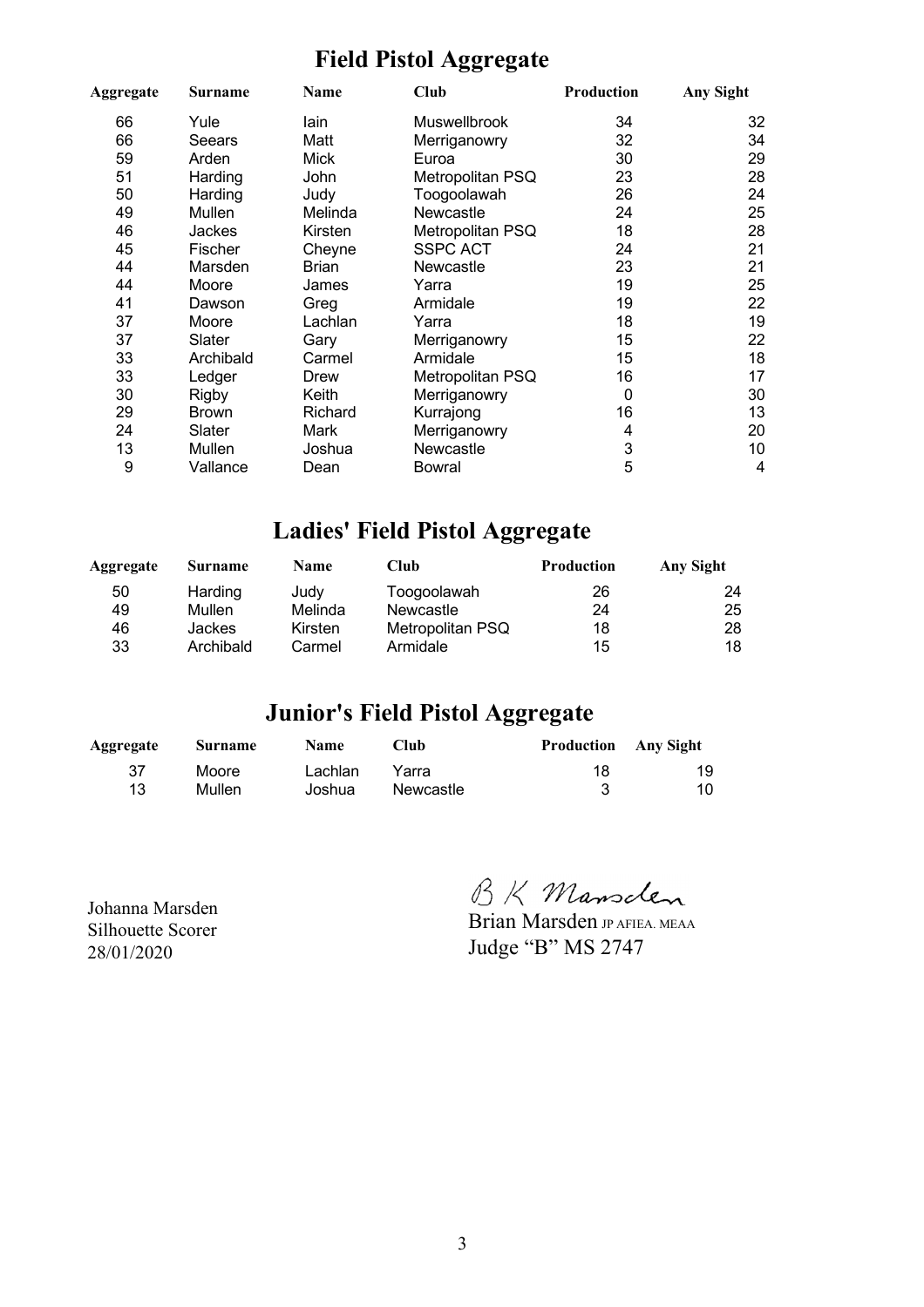# Field Pistol Aggregate

| Aggregate | Surname | Name | Club | Production | Any Sight |
|---|---|---|---|---|---|
| 66 | Yule | Iain | Muswellbrook | 34 | 32 |
| 66 | Seears | Matt | Merriganowry | 32 | 34 |
| 59 | Arden | Mick | Euroa | 30 | 29 |
| 51 | Harding | John | Metropolitan PSQ | 23 | 28 |
| 50 | Harding | Judy | Toogoolawah | 26 | 24 |
| 49 | Mullen | Melinda | Newcastle | 24 | 25 |
| 46 | Jackes | Kirsten | Metropolitan PSQ | 18 | 28 |
| 45 | Fischer | Cheyne | SSPC ACT | 24 | 21 |
| 44 | Marsden | Brian | Newcastle | 23 | 21 |
| 44 | Moore | James | Yarra | 19 | 25 |
| 41 | Dawson | Greg | Armidale | 19 | 22 |
| 37 | Moore | Lachlan | Yarra | 18 | 19 |
| 37 | Slater | Gary | Merriganowry | 15 | 22 |
| 33 | Archibald | Carmel | Armidale | 15 | 18 |
| 33 | Ledger | Drew | Metropolitan PSQ | 16 | 17 |
| 30 | Rigby | Keith | Merriganowry | 0 | 30 |
| 29 | Brown | Richard | Kurrajong | 16 | 13 |
| 24 | Slater | Mark | Merriganowry | 4 | 20 |
| 13 | Mullen | Joshua | Newcastle | 3 | 10 |
| 9 | Vallance | Dean | Bowral | 5 | 4 |

# Ladies' Field Pistol Aggregate

| Aggregate | Surname | Name | Club | Production | Any Sight |
|---|---|---|---|---|---|
| 50 | Harding | Judy | Toogoolawah | 26 | 24 |
| 49 | Mullen | Melinda | Newcastle | 24 | 25 |
| 46 | Jackes | Kirsten | Metropolitan PSQ | 18 | 28 |
| 33 | Archibald | Carmel | Armidale | 15 | 18 |

# Junior's Field Pistol Aggregate

| Aggregate | Surname | Name | Club | Production | Any Sight |
|---|---|---|---|---|---|
| 37 | Moore | Lachlan | Yarra | 18 | 19 |
| 13 | Mullen | Joshua | Newcastle | 3 | 10 |

Johanna Marsden
Silhouette Scorer
28/01/2020

B K Marsden

Brian Marsden JP AFIEA. MEAA
Judge "B" MS 2747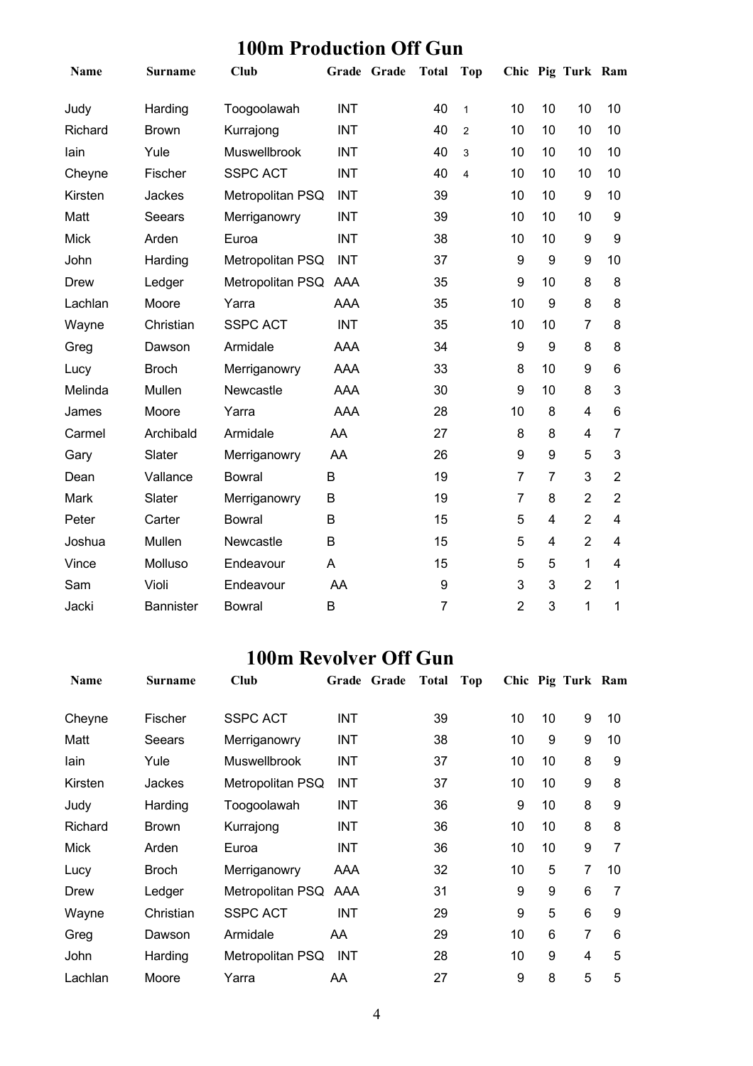## 100m Production Off Gun

| Name | Surname | Club | Grade | Grade | Total | Top | Chic | Pig | Turk | Ram |
|---|---|---|---|---|---|---|---|---|---|---|
| Judy | Harding | Toogoolawah | INT | | 40 | 1 | 10 | 10 | 10 | 10 |
| Richard | Brown | Kurrajong | INT | | 40 | 2 | 10 | 10 | 10 | 10 |
| Iain | Yule | Muswellbrook | INT | | 40 | 3 | 10 | 10 | 10 | 10 |
| Cheyne | Fischer | SSPC ACT | INT | | 40 | 4 | 10 | 10 | 10 | 10 |
| Kirsten | Jackes | Metropolitan PSQ | INT | | 39 | | 10 | 10 | 9 | 10 |
| Matt | Seears | Merriganowry | INT | | 39 | | 10 | 10 | 10 | 9 |
| Mick | Arden | Euroa | INT | | 38 | | 10 | 10 | 9 | 9 |
| John | Harding | Metropolitan PSQ | INT | | 37 | | 9 | 9 | 9 | 10 |
| Drew | Ledger | Metropolitan PSQ | AAA | | 35 | | 9 | 10 | 8 | 8 |
| Lachlan | Moore | Yarra | AAA | | 35 | | 10 | 9 | 8 | 8 |
| Wayne | Christian | SSPC ACT | INT | | 35 | | 10 | 10 | 7 | 8 |
| Greg | Dawson | Armidale | AAA | | 34 | | 9 | 9 | 8 | 8 |
| Lucy | Broch | Merriganowry | AAA | | 33 | | 8 | 10 | 9 | 6 |
| Melinda | Mullen | Newcastle | AAA | | 30 | | 9 | 10 | 8 | 3 |
| James | Moore | Yarra | AAA | | 28 | | 10 | 8 | 4 | 6 |
| Carmel | Archibald | Armidale | AA | | 27 | | 8 | 8 | 4 | 7 |
| Gary | Slater | Merriganowry | AA | | 26 | | 9 | 9 | 5 | 3 |
| Dean | Vallance | Bowral | B | | 19 | | 7 | 7 | 3 | 2 |
| Mark | Slater | Merriganowry | B | | 19 | | 7 | 8 | 2 | 2 |
| Peter | Carter | Bowral | B | | 15 | | 5 | 4 | 2 | 4 |
| Joshua | Mullen | Newcastle | B | | 15 | | 5 | 4 | 2 | 4 |
| Vince | Molluso | Endeavour | A | | 15 | | 5 | 5 | 1 | 4 |
| Sam | Violi | Endeavour | AA | | 9 | | 3 | 3 | 2 | 1 |
| Jacki | Bannister | Bowral | B | | 7 | | 2 | 3 | 1 | 1 |

## 100m Revolver Off Gun

| Name | Surname | Club | Grade | Grade | Total | Top | Chic | Pig | Turk | Ram |
|---|---|---|---|---|---|---|---|---|---|---|
| Cheyne | Fischer | SSPC ACT | INT | | 39 | | 10 | 10 | 9 | 10 |
| Matt | Seears | Merriganowry | INT | | 38 | | 10 | 9 | 9 | 10 |
| Iain | Yule | Muswellbrook | INT | | 37 | | 10 | 10 | 8 | 9 |
| Kirsten | Jackes | Metropolitan PSQ | INT | | 37 | | 10 | 10 | 9 | 8 |
| Judy | Harding | Toogoolawah | INT | | 36 | | 9 | 10 | 8 | 9 |
| Richard | Brown | Kurrajong | INT | | 36 | | 10 | 10 | 8 | 8 |
| Mick | Arden | Euroa | INT | | 36 | | 10 | 10 | 9 | 7 |
| Lucy | Broch | Merriganowry | AAA | | 32 | | 10 | 5 | 7 | 10 |
| Drew | Ledger | Metropolitan PSQ | AAA | | 31 | | 9 | 9 | 6 | 7 |
| Wayne | Christian | SSPC ACT | INT | | 29 | | 9 | 5 | 6 | 9 |
| Greg | Dawson | Armidale | AA | | 29 | | 10 | 6 | 7 | 6 |
| John | Harding | Metropolitan PSQ | INT | | 28 | | 10 | 9 | 4 | 5 |
| Lachlan | Moore | Yarra | AA | | 27 | | 9 | 8 | 5 | 5 |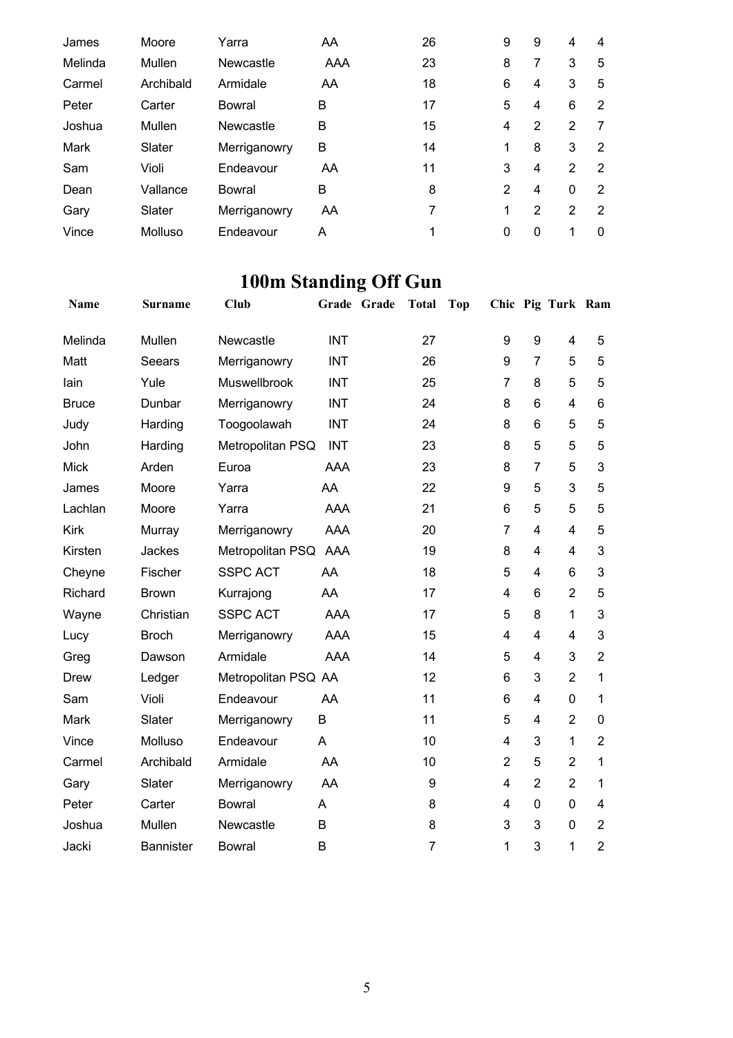| James | Moore | Yarra | AA | | 26 | | 9 | 9 | 4 | 4 |
|---|---|---|---|---|---|---|---|---|---|---|
| Melinda | Mullen | Newcastle | AAA | | 23 | | 8 | 7 | 3 | 5 |
| Carmel | Archibald | Armidale | AA | | 18 | | 6 | 4 | 3 | 5 |
| Peter | Carter | Bowral | B | | 17 | | 5 | 4 | 6 | 2 |
| Joshua | Mullen | Newcastle | B | | 15 | | 4 | 2 | 2 | 7 |
| Mark | Slater | Merriganowry | B | | 14 | | 1 | 8 | 3 | 2 |
| Sam | Violi | Endeavour | AA | | 11 | | 3 | 4 | 2 | 2 |
| Dean | Vallance | Bowral | B | | 8 | | 2 | 4 | 0 | 2 |
| Gary | Slater | Merriganowry | AA | | 7 | | 1 | 2 | 2 | 2 |
| Vince | Molluso | Endeavour | A | | 1 | | 0 | 0 | 1 | 0 |

# 100m Standing Off Gun

| Name | Surname | Club | Grade | Grade | Total | Top | Chic | Pig | Turk | Ram |
|---|---|---|---|---|---|---|---|---|---|---|
| Melinda | Mullen | Newcastle | INT | | 27 | | 9 | 9 | 4 | 5 |
| Matt | Seears | Merriganowry | INT | | 26 | | 9 | 7 | 5 | 5 |
| Iain | Yule | Muswellbrook | INT | | 25 | | 7 | 8 | 5 | 5 |
| Bruce | Dunbar | Merriganowry | INT | | 24 | | 8 | 6 | 4 | 6 |
| Judy | Harding | Toogoolawah | INT | | 24 | | 8 | 6 | 5 | 5 |
| John | Harding | Metropolitan PSQ | INT | | 23 | | 8 | 5 | 5 | 5 |
| Mick | Arden | Euroa | AAA | | 23 | | 8 | 7 | 5 | 3 |
| James | Moore | Yarra | AA | | 22 | | 9 | 5 | 3 | 5 |
| Lachlan | Moore | Yarra | AAA | | 21 | | 6 | 5 | 5 | 5 |
| Kirk | Murray | Merriganowry | AAA | | 20 | | 7 | 4 | 4 | 5 |
| Kirsten | Jackes | Metropolitan PSQ | AAA | | 19 | | 8 | 4 | 4 | 3 |
| Cheyne | Fischer | SSPC ACT | AA | | 18 | | 5 | 4 | 6 | 3 |
| Richard | Brown | Kurrajong | AA | | 17 | | 4 | 6 | 2 | 5 |
| Wayne | Christian | SSPC ACT | AAA | | 17 | | 5 | 8 | 1 | 3 |
| Lucy | Broch | Merriganowry | AAA | | 15 | | 4 | 4 | 4 | 3 |
| Greg | Dawson | Armidale | AAA | | 14 | | 5 | 4 | 3 | 2 |
| Drew | Ledger | Metropolitan PSQ | AA | | 12 | | 6 | 3 | 2 | 1 |
| Sam | Violi | Endeavour | AA | | 11 | | 6 | 4 | 0 | 1 |
| Mark | Slater | Merriganowry | B | | 11 | | 5 | 4 | 2 | 0 |
| Vince | Molluso | Endeavour | A | | 10 | | 4 | 3 | 1 | 2 |
| Carmel | Archibald | Armidale | AA | | 10 | | 2 | 5 | 2 | 1 |
| Gary | Slater | Merriganowry | AA | | 9 | | 4 | 2 | 2 | 1 |
| Peter | Carter | Bowral | A | | 8 | | 4 | 0 | 0 | 4 |
| Joshua | Mullen | Newcastle | B | | 8 | | 3 | 3 | 0 | 2 |
| Jacki | Bannister | Bowral | B | | 7 | | 1 | 3 | 1 | 2 |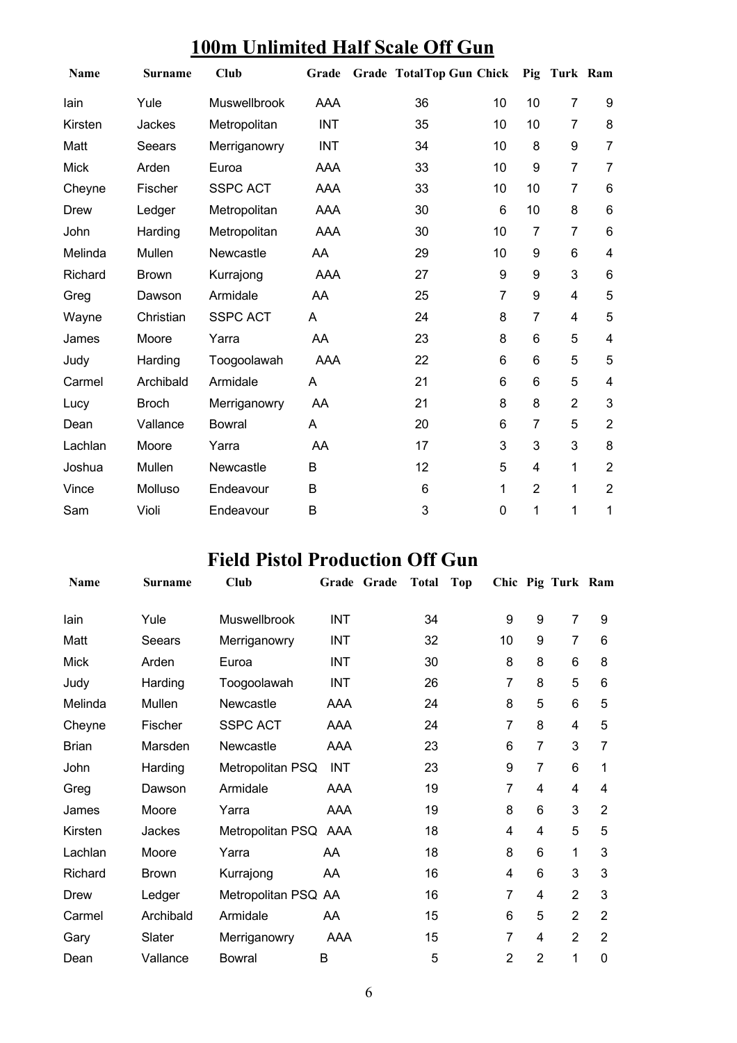## 100m Unlimited Half Scale Off Gun

| Name | Surname | Club | Grade | Grade | Total | Top Gun | Chick | Pig | Turk | Ram |
|---|---|---|---|---|---|---|---|---|---|---|
| Iain | Yule | Muswellbrook | AAA | | 36 | | 10 | 10 | 7 | 9 |
| Kirsten | Jackes | Metropolitan | INT | | 35 | | 10 | 10 | 7 | 8 |
| Matt | Seears | Merriganowry | INT | | 34 | | 10 | 8 | 9 | 7 |
| Mick | Arden | Euroa | AAA | | 33 | | 10 | 9 | 7 | 7 |
| Cheyne | Fischer | SSPC ACT | AAA | | 33 | | 10 | 10 | 7 | 6 |
| Drew | Ledger | Metropolitan | AAA | | 30 | | 6 | 10 | 8 | 6 |
| John | Harding | Metropolitan | AAA | | 30 | | 10 | 7 | 7 | 6 |
| Melinda | Mullen | Newcastle | AA | | 29 | | 10 | 9 | 6 | 4 |
| Richard | Brown | Kurrajong | AAA | | 27 | | 9 | 9 | 3 | 6 |
| Greg | Dawson | Armidale | AA | | 25 | | 7 | 9 | 4 | 5 |
| Wayne | Christian | SSPC ACT | A | | 24 | | 8 | 7 | 4 | 5 |
| James | Moore | Yarra | AA | | 23 | | 8 | 6 | 5 | 4 |
| Judy | Harding | Toogoolawah | AAA | | 22 | | 6 | 6 | 5 | 5 |
| Carmel | Archibald | Armidale | A | | 21 | | 6 | 6 | 5 | 4 |
| Lucy | Broch | Merriganowry | AA | | 21 | | 8 | 8 | 2 | 3 |
| Dean | Vallance | Bowral | A | | 20 | | 6 | 7 | 5 | 2 |
| Lachlan | Moore | Yarra | AA | | 17 | | 3 | 3 | 3 | 8 |
| Joshua | Mullen | Newcastle | B | | 12 | | 5 | 4 | 1 | 2 |
| Vince | Molluso | Endeavour | B | | 6 | | 1 | 2 | 1 | 2 |
| Sam | Violi | Endeavour | B | | 3 | | 0 | 1 | 1 | 1 |

## Field Pistol Production Off Gun

| Name | Surname | Club | Grade | Grade | Total | Top | Chic | Pig | Turk | Ram |
|---|---|---|---|---|---|---|---|---|---|---|
| Iain | Yule | Muswellbrook | INT | | 34 | | 9 | 9 | 7 | 9 |
| Matt | Seears | Merriganowry | INT | | 32 | | 10 | 9 | 7 | 6 |
| Mick | Arden | Euroa | INT | | 30 | | 8 | 8 | 6 | 8 |
| Judy | Harding | Toogoolawah | INT | | 26 | | 7 | 8 | 5 | 6 |
| Melinda | Mullen | Newcastle | AAA | | 24 | | 8 | 5 | 6 | 5 |
| Cheyne | Fischer | SSPC ACT | AAA | | 24 | | 7 | 8 | 4 | 5 |
| Brian | Marsden | Newcastle | AAA | | 23 | | 6 | 7 | 3 | 7 |
| John | Harding | Metropolitan PSQ | INT | | 23 | | 9 | 7 | 6 | 1 |
| Greg | Dawson | Armidale | AAA | | 19 | | 7 | 4 | 4 | 4 |
| James | Moore | Yarra | AAA | | 19 | | 8 | 6 | 3 | 2 |
| Kirsten | Jackes | Metropolitan PSQ | AAA | | 18 | | 4 | 4 | 5 | 5 |
| Lachlan | Moore | Yarra | AA | | 18 | | 8 | 6 | 1 | 3 |
| Richard | Brown | Kurrajong | AA | | 16 | | 4 | 6 | 3 | 3 |
| Drew | Ledger | Metropolitan PSQ | AA | | 16 | | 7 | 4 | 2 | 3 |
| Carmel | Archibald | Armidale | AA | | 15 | | 6 | 5 | 2 | 2 |
| Gary | Slater | Merriganowry | AAA | | 15 | | 7 | 4 | 2 | 2 |
| Dean | Vallance | Bowral | B | | 5 | | 2 | 2 | 1 | 0 |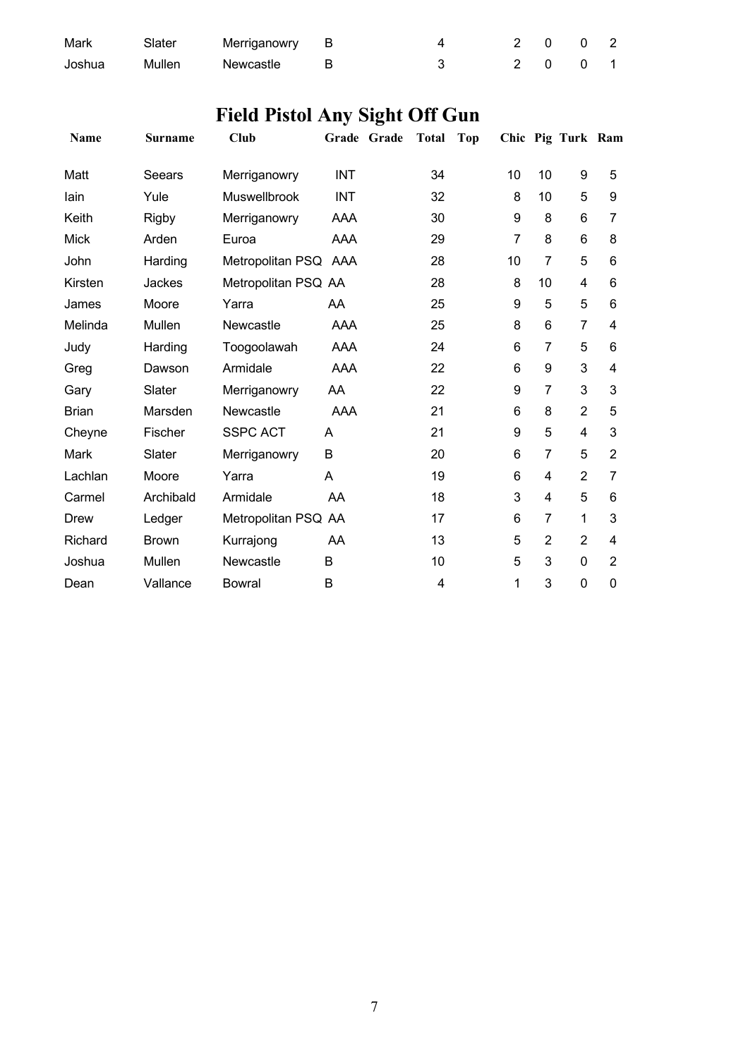| Mark | Slater | Merriganowry | B | | 4 | | 2 | 0 | 0 | 2 |
|---|---|---|---|---|---|---|---|---|---|---|
| Joshua | Mullen | Newcastle | B | | 3 | | 2 | 0 | 0 | 1 |

# Field Pistol Any Sight Off Gun

| Name | Surname | Club | Grade | Grade | Total | Top | Chic | Pig | Turk | Ram |
|---|---|---|---|---|---|---|---|---|---|---|
| Matt | Seears | Merriganowry | INT | | 34 | | 10 | 10 | 9 | 5 |
| Iain | Yule | Muswellbrook | INT | | 32 | | 8 | 10 | 5 | 9 |
| Keith | Rigby | Merriganowry | AAA | | 30 | | 9 | 8 | 6 | 7 |
| Mick | Arden | Euroa | AAA | | 29 | | 7 | 8 | 6 | 8 |
| John | Harding | Metropolitan PSQ | AAA | | 28 | | 10 | 7 | 5 | 6 |
| Kirsten | Jackes | Metropolitan PSQ | AA | | 28 | | 8 | 10 | 4 | 6 |
| James | Moore | Yarra | AA | | 25 | | 9 | 5 | 5 | 6 |
| Melinda | Mullen | Newcastle | AAA | | 25 | | 8 | 6 | 7 | 4 |
| Judy | Harding | Toogoolawah | AAA | | 24 | | 6 | 7 | 5 | 6 |
| Greg | Dawson | Armidale | AAA | | 22 | | 6 | 9 | 3 | 4 |
| Gary | Slater | Merriganowry | AA | | 22 | | 9 | 7 | 3 | 3 |
| Brian | Marsden | Newcastle | AAA | | 21 | | 6 | 8 | 2 | 5 |
| Cheyne | Fischer | SSPC ACT | A | | 21 | | 9 | 5 | 4 | 3 |
| Mark | Slater | Merriganowry | B | | 20 | | 6 | 7 | 5 | 2 |
| Lachlan | Moore | Yarra | A | | 19 | | 6 | 4 | 2 | 7 |
| Carmel | Archibald | Armidale | AA | | 18 | | 3 | 4 | 5 | 6 |
| Drew | Ledger | Metropolitan PSQ | AA | | 17 | | 6 | 7 | 1 | 3 |
| Richard | Brown | Kurrajong | AA | | 13 | | 5 | 2 | 2 | 4 |
| Joshua | Mullen | Newcastle | B | | 10 | | 5 | 3 | 0 | 2 |
| Dean | Vallance | Bowral | B | | 4 | | 1 | 3 | 0 | 0 |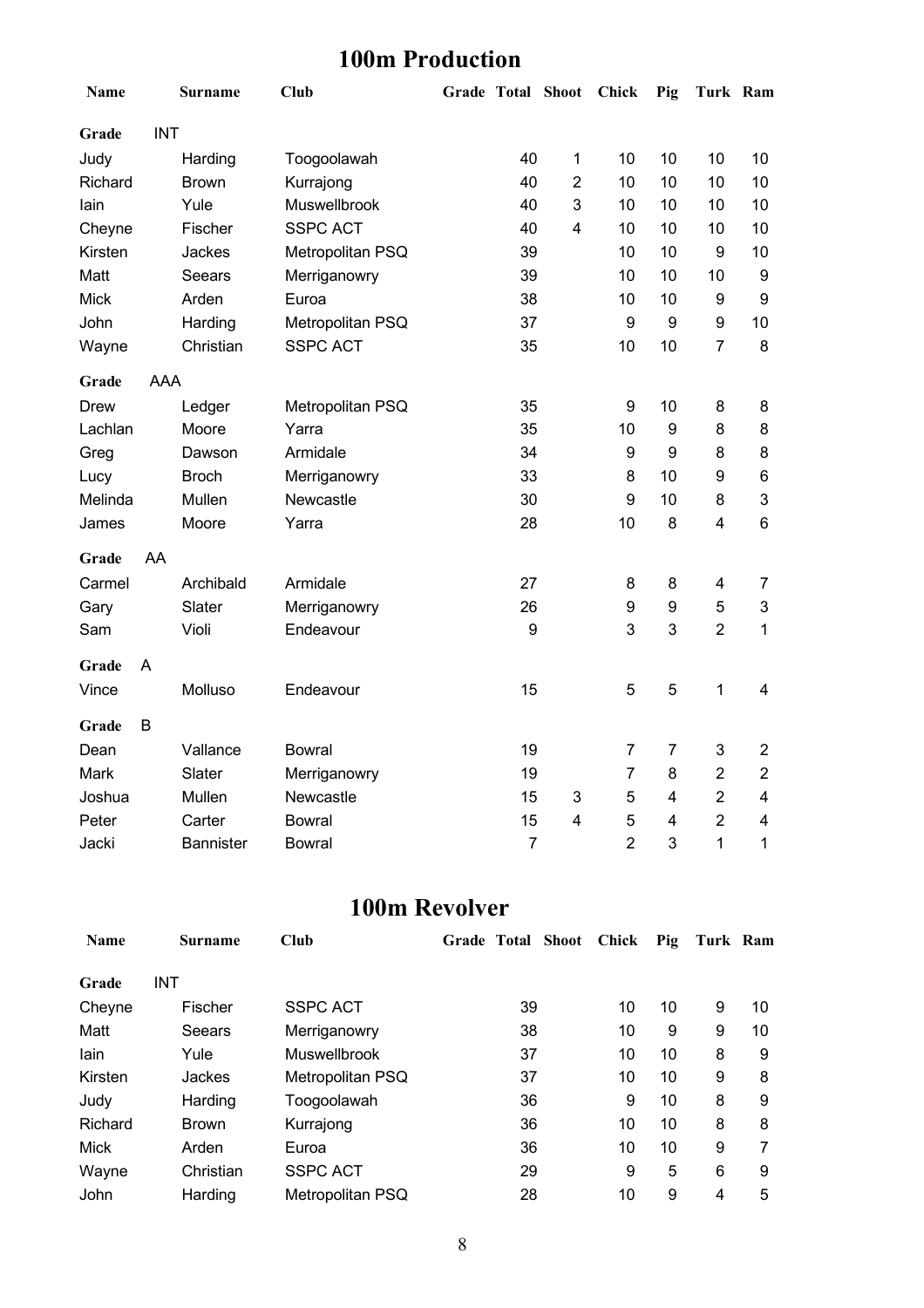# 100m Production

| Name | Surname | Club | Grade | Total | Shoot | Chick | Pig | Turk | Ram |
|---|---|---|---|---|---|---|---|---|---|
| **Grade** INT | | | | | | | | | |
| Judy | Harding | Toogoolawah | | 40 | 1 | 10 | 10 | 10 | 10 |
| Richard | Brown | Kurrajong | | 40 | 2 | 10 | 10 | 10 | 10 |
| Iain | Yule | Muswellbrook | | 40 | 3 | 10 | 10 | 10 | 10 |
| Cheyne | Fischer | SSPC ACT | | 40 | 4 | 10 | 10 | 10 | 10 |
| Kirsten | Jackes | Metropolitan PSQ | | 39 | | 10 | 10 | 9 | 10 |
| Matt | Seears | Merriganowry | | 39 | | 10 | 10 | 10 | 9 |
| Mick | Arden | Euroa | | 38 | | 10 | 10 | 9 | 9 |
| John | Harding | Metropolitan PSQ | | 37 | | 9 | 9 | 9 | 10 |
| Wayne | Christian | SSPC ACT | | 35 | | 10 | 10 | 7 | 8 |
| **Grade** AAA | | | | | | | | | |
| Drew | Ledger | Metropolitan PSQ | | 35 | | 9 | 10 | 8 | 8 |
| Lachlan | Moore | Yarra | | 35 | | 10 | 9 | 8 | 8 |
| Greg | Dawson | Armidale | | 34 | | 9 | 9 | 8 | 8 |
| Lucy | Broch | Merriganowry | | 33 | | 8 | 10 | 9 | 6 |
| Melinda | Mullen | Newcastle | | 30 | | 9 | 10 | 8 | 3 |
| James | Moore | Yarra | | 28 | | 10 | 8 | 4 | 6 |
| **Grade** AA | | | | | | | | | |
| Carmel | Archibald | Armidale | | 27 | | 8 | 8 | 4 | 7 |
| Gary | Slater | Merriganowry | | 26 | | 9 | 9 | 5 | 3 |
| Sam | Violi | Endeavour | | 9 | | 3 | 3 | 2 | 1 |
| **Grade** A | | | | | | | | | |
| Vince | Molluso | Endeavour | | 15 | | 5 | 5 | 1 | 4 |
| **Grade** B | | | | | | | | | |
| Dean | Vallance | Bowral | | 19 | | 7 | 7 | 3 | 2 |
| Mark | Slater | Merriganowry | | 19 | | 7 | 8 | 2 | 2 |
| Joshua | Mullen | Newcastle | | 15 | 3 | 5 | 4 | 2 | 4 |
| Peter | Carter | Bowral | | 15 | 4 | 5 | 4 | 2 | 4 |
| Jacki | Bannister | Bowral | | 7 | | 2 | 3 | 1 | 1 |

# 100m Revolver

| Name | Surname | Club | Grade | Total | Shoot | Chick | Pig | Turk | Ram |
|---|---|---|---|---|---|---|---|---|---|
| **Grade** INT | | | | | | | | | |
| Cheyne | Fischer | SSPC ACT | | 39 | | 10 | 10 | 9 | 10 |
| Matt | Seears | Merriganowry | | 38 | | 10 | 9 | 9 | 10 |
| Iain | Yule | Muswellbrook | | 37 | | 10 | 10 | 8 | 9 |
| Kirsten | Jackes | Metropolitan PSQ | | 37 | | 10 | 10 | 9 | 8 |
| Judy | Harding | Toogoolawah | | 36 | | 9 | 10 | 8 | 9 |
| Richard | Brown | Kurrajong | | 36 | | 10 | 10 | 8 | 8 |
| Mick | Arden | Euroa | | 36 | | 10 | 10 | 9 | 7 |
| Wayne | Christian | SSPC ACT | | 29 | | 9 | 5 | 6 | 9 |
| John | Harding | Metropolitan PSQ | | 28 | | 10 | 9 | 4 | 5 |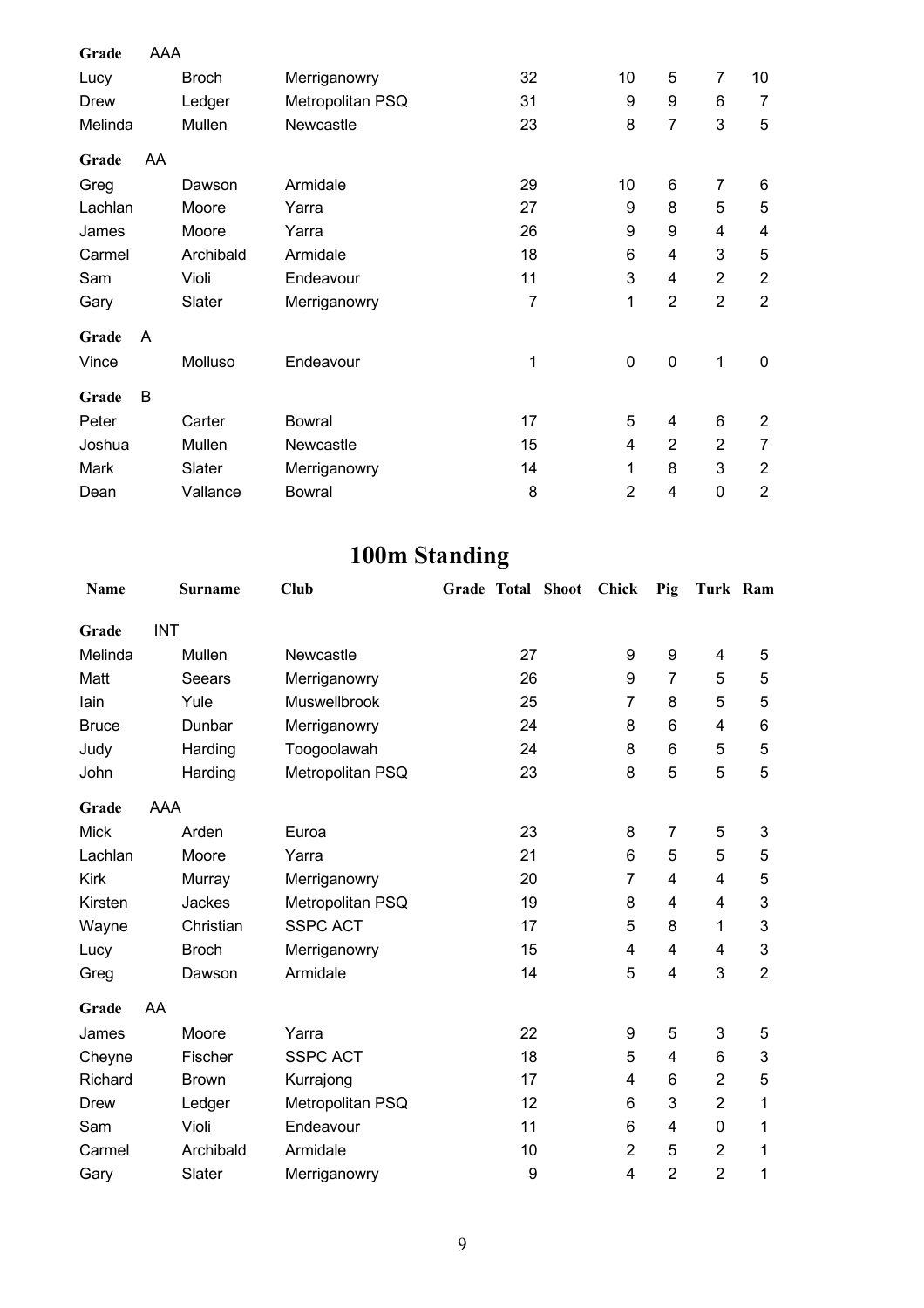| | | | | | | | | | |
|---|---|---|---|---|---|---|---|---|---|
| **Grade** AAA | | | | | | | | | |
| Lucy | Broch | Merriganowry | | 32 | | 10 | 5 | 7 | 10 |
| Drew | Ledger | Metropolitan PSQ | | 31 | | 9 | 9 | 6 | 7 |
| Melinda | Mullen | Newcastle | | 23 | | 8 | 7 | 3 | 5 |
| **Grade** AA | | | | | | | | | |
| Greg | Dawson | Armidale | | 29 | | 10 | 6 | 7 | 6 |
| Lachlan | Moore | Yarra | | 27 | | 9 | 8 | 5 | 5 |
| James | Moore | Yarra | | 26 | | 9 | 9 | 4 | 4 |
| Carmel | Archibald | Armidale | | 18 | | 6 | 4 | 3 | 5 |
| Sam | Violi | Endeavour | | 11 | | 3 | 4 | 2 | 2 |
| Gary | Slater | Merriganowry | | 7 | | 1 | 2 | 2 | 2 |
| **Grade** A | | | | | | | | | |
| Vince | Molluso | Endeavour | | 1 | | 0 | 0 | 1 | 0 |
| **Grade** B | | | | | | | | | |
| Peter | Carter | Bowral | | 17 | | 5 | 4 | 6 | 2 |
| Joshua | Mullen | Newcastle | | 15 | | 4 | 2 | 2 | 7 |
| Mark | Slater | Merriganowry | | 14 | | 1 | 8 | 3 | 2 |
| Dean | Vallance | Bowral | | 8 | | 2 | 4 | 0 | 2 |

# 100m Standing

| Name | Surname | Club | Grade | Total | Shoot | Chick | Pig | Turk | Ram |
|---|---|---|---|---|---|---|---|---|---|
| **Grade** INT | | | | | | | | | |
| Melinda | Mullen | Newcastle | | 27 | | 9 | 9 | 4 | 5 |
| Matt | Seears | Merriganowry | | 26 | | 9 | 7 | 5 | 5 |
| Iain | Yule | Muswellbrook | | 25 | | 7 | 8 | 5 | 5 |
| Bruce | Dunbar | Merriganowry | | 24 | | 8 | 6 | 4 | 6 |
| Judy | Harding | Toogoolawah | | 24 | | 8 | 6 | 5 | 5 |
| John | Harding | Metropolitan PSQ | | 23 | | 8 | 5 | 5 | 5 |
| **Grade** AAA | | | | | | | | | |
| Mick | Arden | Euroa | | 23 | | 8 | 7 | 5 | 3 |
| Lachlan | Moore | Yarra | | 21 | | 6 | 5 | 5 | 5 |
| Kirk | Murray | Merriganowry | | 20 | | 7 | 4 | 4 | 5 |
| Kirsten | Jackes | Metropolitan PSQ | | 19 | | 8 | 4 | 4 | 3 |
| Wayne | Christian | SSPC ACT | | 17 | | 5 | 8 | 1 | 3 |
| Lucy | Broch | Merriganowry | | 15 | | 4 | 4 | 4 | 3 |
| Greg | Dawson | Armidale | | 14 | | 5 | 4 | 3 | 2 |
| **Grade** AA | | | | | | | | | |
| James | Moore | Yarra | | 22 | | 9 | 5 | 3 | 5 |
| Cheyne | Fischer | SSPC ACT | | 18 | | 5 | 4 | 6 | 3 |
| Richard | Brown | Kurrajong | | 17 | | 4 | 6 | 2 | 5 |
| Drew | Ledger | Metropolitan PSQ | | 12 | | 6 | 3 | 2 | 1 |
| Sam | Violi | Endeavour | | 11 | | 6 | 4 | 0 | 1 |
| Carmel | Archibald | Armidale | | 10 | | 2 | 5 | 2 | 1 |
| Gary | Slater | Merriganowry | | 9 | | 4 | 2 | 2 | 1 |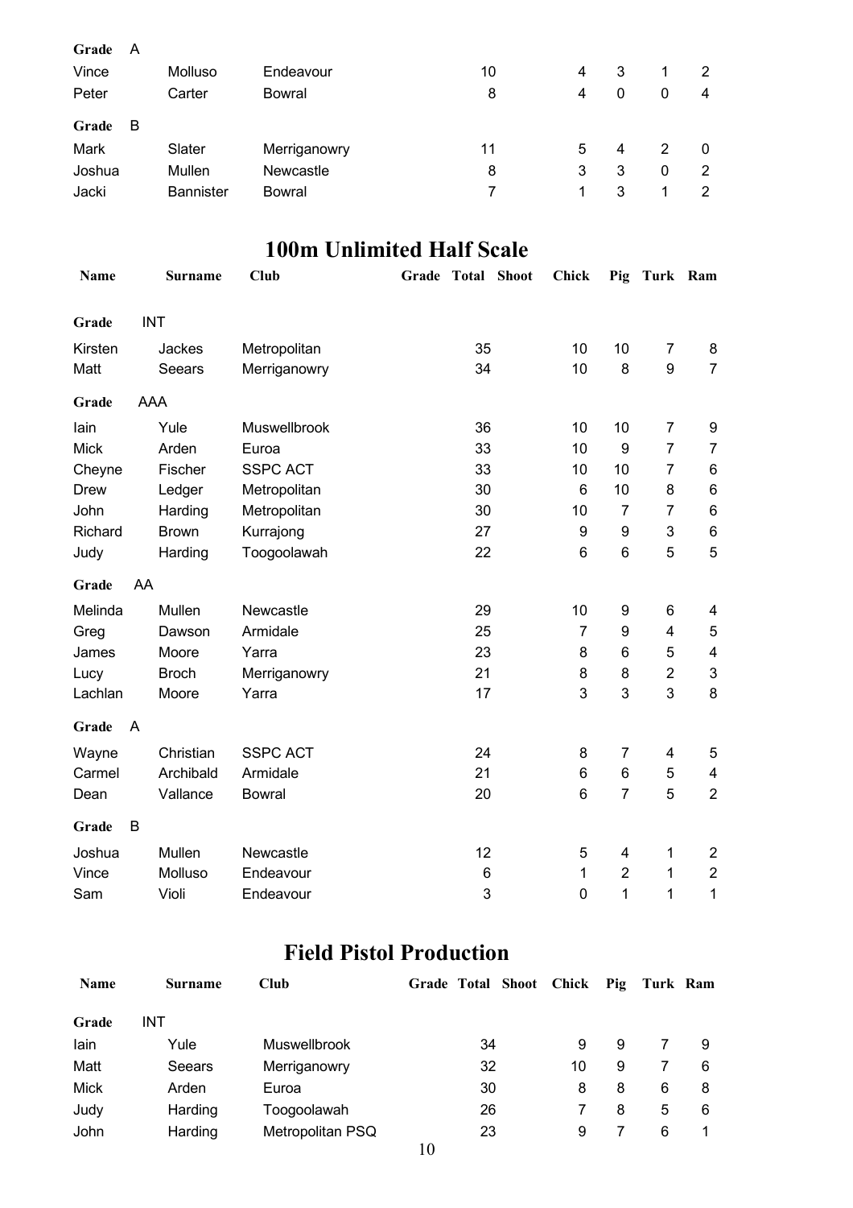| | | | | | | | | |
|---|---|---|---|---|---|---|---|---|
| **Grade** A | | | | | | | | |
| Vince | Molluso | Endeavour | 10 | | 4 | 3 | 1 | 2 |
| Peter | Carter | Bowral | 8 | | 4 | 0 | 0 | 4 |
| **Grade** B | | | | | | | | |
| Mark | Slater | Merriganowry | 11 | | 5 | 4 | 2 | 0 |
| Joshua | Mullen | Newcastle | 8 | | 3 | 3 | 0 | 2 |
| Jacki | Bannister | Bowral | 7 | | 1 | 3 | 1 | 2 |

# 100m Unlimited Half Scale

| Name | Surname | Club | Grade | Total | Shoot | Chick | Pig | Turk | Ram |
|---|---|---|---|---|---|---|---|---|---|
| **Grade** INT | | | | | | | | | |
| Kirsten | Jackes | Metropolitan | | 35 | | 10 | 10 | 7 | 8 |
| Matt | Seears | Merriganowry | | 34 | | 10 | 8 | 9 | 7 |
| **Grade** AAA | | | | | | | | | |
| Iain | Yule | Muswellbrook | | 36 | | 10 | 10 | 7 | 9 |
| Mick | Arden | Euroa | | 33 | | 10 | 9 | 7 | 7 |
| Cheyne | Fischer | SSPC ACT | | 33 | | 10 | 10 | 7 | 6 |
| Drew | Ledger | Metropolitan | | 30 | | 6 | 10 | 8 | 6 |
| John | Harding | Metropolitan | | 30 | | 10 | 7 | 7 | 6 |
| Richard | Brown | Kurrajong | | 27 | | 9 | 9 | 3 | 6 |
| Judy | Harding | Toogoolawah | | 22 | | 6 | 6 | 5 | 5 |
| **Grade** AA | | | | | | | | | |
| Melinda | Mullen | Newcastle | | 29 | | 10 | 9 | 6 | 4 |
| Greg | Dawson | Armidale | | 25 | | 7 | 9 | 4 | 5 |
| James | Moore | Yarra | | 23 | | 8 | 6 | 5 | 4 |
| Lucy | Broch | Merriganowry | | 21 | | 8 | 8 | 2 | 3 |
| Lachlan | Moore | Yarra | | 17 | | 3 | 3 | 3 | 8 |
| **Grade** A | | | | | | | | | |
| Wayne | Christian | SSPC ACT | | 24 | | 8 | 7 | 4 | 5 |
| Carmel | Archibald | Armidale | | 21 | | 6 | 6 | 5 | 4 |
| Dean | Vallance | Bowral | | 20 | | 6 | 7 | 5 | 2 |
| **Grade** B | | | | | | | | | |
| Joshua | Mullen | Newcastle | | 12 | | 5 | 4 | 1 | 2 |
| Vince | Molluso | Endeavour | | 6 | | 1 | 2 | 1 | 2 |
| Sam | Violi | Endeavour | | 3 | | 0 | 1 | 1 | 1 |

# Field Pistol Production

| Name | Surname | Club | Grade | Total | Shoot | Chick | Pig | Turk | Ram |
|---|---|---|---|---|---|---|---|---|---|
| **Grade** INT | | | | | | | | | |
| Iain | Yule | Muswellbrook | | 34 | | 9 | 9 | 7 | 9 |
| Matt | Seears | Merriganowry | | 32 | | 10 | 9 | 7 | 6 |
| Mick | Arden | Euroa | | 30 | | 8 | 8 | 6 | 8 |
| Judy | Harding | Toogoolawah | | 26 | | 7 | 8 | 5 | 6 |
| John | Harding | Metropolitan PSQ | | 23 | | 9 | 7 | 6 | 1 |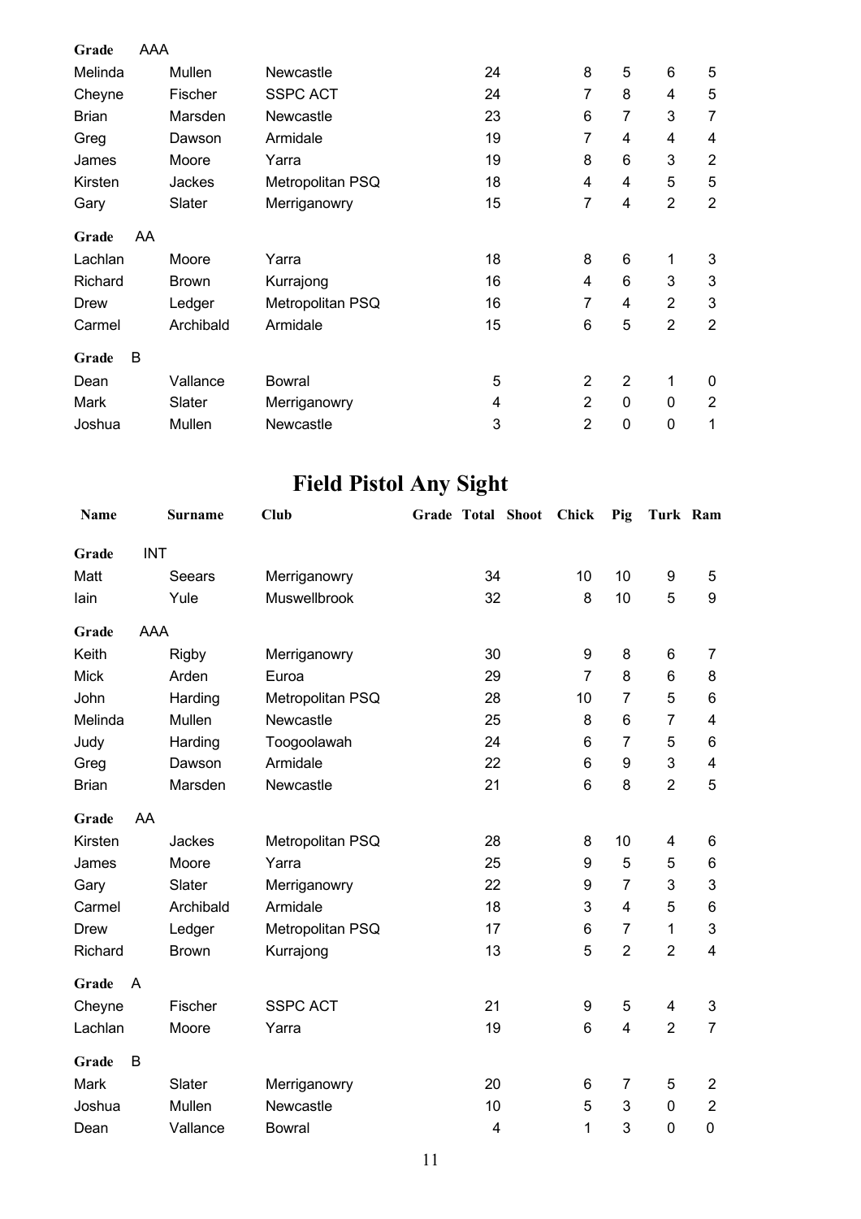| | | | | | | | | | | |
|---|---|---|---|---|---|---|---|---|---|---|
| **Grade** | AAA | | | | | | | | | |
| Melinda | Mullen | Newcastle | | 24 | | 8 | 5 | 6 | 5 |
| Cheyne | Fischer | SSPC ACT | | 24 | | 7 | 8 | 4 | 5 |
| Brian | Marsden | Newcastle | | 23 | | 6 | 7 | 3 | 7 |
| Greg | Dawson | Armidale | | 19 | | 7 | 4 | 4 | 4 |
| James | Moore | Yarra | | 19 | | 8 | 6 | 3 | 2 |
| Kirsten | Jackes | Metropolitan PSQ | | 18 | | 4 | 4 | 5 | 5 |
| Gary | Slater | Merriganowry | | 15 | | 7 | 4 | 2 | 2 |
| **Grade** | AA | | | | | | | | |
| Lachlan | Moore | Yarra | | 18 | | 8 | 6 | 1 | 3 |
| Richard | Brown | Kurrajong | | 16 | | 4 | 6 | 3 | 3 |
| Drew | Ledger | Metropolitan PSQ | | 16 | | 7 | 4 | 2 | 3 |
| Carmel | Archibald | Armidale | | 15 | | 6 | 5 | 2 | 2 |
| **Grade** | B | | | | | | | | |
| Dean | Vallance | Bowral | | 5 | | 2 | 2 | 1 | 0 |
| Mark | Slater | Merriganowry | | 4 | | 2 | 0 | 0 | 2 |
| Joshua | Mullen | Newcastle | | 3 | | 2 | 0 | 0 | 1 |

# Field Pistol Any Sight

| Name | Surname | Club | Grade | Total | Shoot | Chick | Pig | Turk | Ram |
|---|---|---|---|---|---|---|---|---|---|
| **Grade** | INT | | | | | | | | |
| Matt | Seears | Merriganowry | | 34 | | 10 | 10 | 9 | 5 |
| Iain | Yule | Muswellbrook | | 32 | | 8 | 10 | 5 | 9 |
| **Grade** | AAA | | | | | | | | |
| Keith | Rigby | Merriganowry | | 30 | | 9 | 8 | 6 | 7 |
| Mick | Arden | Euroa | | 29 | | 7 | 8 | 6 | 8 |
| John | Harding | Metropolitan PSQ | | 28 | | 10 | 7 | 5 | 6 |
| Melinda | Mullen | Newcastle | | 25 | | 8 | 6 | 7 | 4 |
| Judy | Harding | Toogoolawah | | 24 | | 6 | 7 | 5 | 6 |
| Greg | Dawson | Armidale | | 22 | | 6 | 9 | 3 | 4 |
| Brian | Marsden | Newcastle | | 21 | | 6 | 8 | 2 | 5 |
| **Grade** | AA | | | | | | | | |
| Kirsten | Jackes | Metropolitan PSQ | | 28 | | 8 | 10 | 4 | 6 |
| James | Moore | Yarra | | 25 | | 9 | 5 | 5 | 6 |
| Gary | Slater | Merriganowry | | 22 | | 9 | 7 | 3 | 3 |
| Carmel | Archibald | Armidale | | 18 | | 3 | 4 | 5 | 6 |
| Drew | Ledger | Metropolitan PSQ | | 17 | | 6 | 7 | 1 | 3 |
| Richard | Brown | Kurrajong | | 13 | | 5 | 2 | 2 | 4 |
| **Grade** | A | | | | | | | | |
| Cheyne | Fischer | SSPC ACT | | 21 | | 9 | 5 | 4 | 3 |
| Lachlan | Moore | Yarra | | 19 | | 6 | 4 | 2 | 7 |
| **Grade** | B | | | | | | | | |
| Mark | Slater | Merriganowry | | 20 | | 6 | 7 | 5 | 2 |
| Joshua | Mullen | Newcastle | | 10 | | 5 | 3 | 0 | 2 |
| Dean | Vallance | Bowral | | 4 | | 1 | 3 | 0 | 0 |